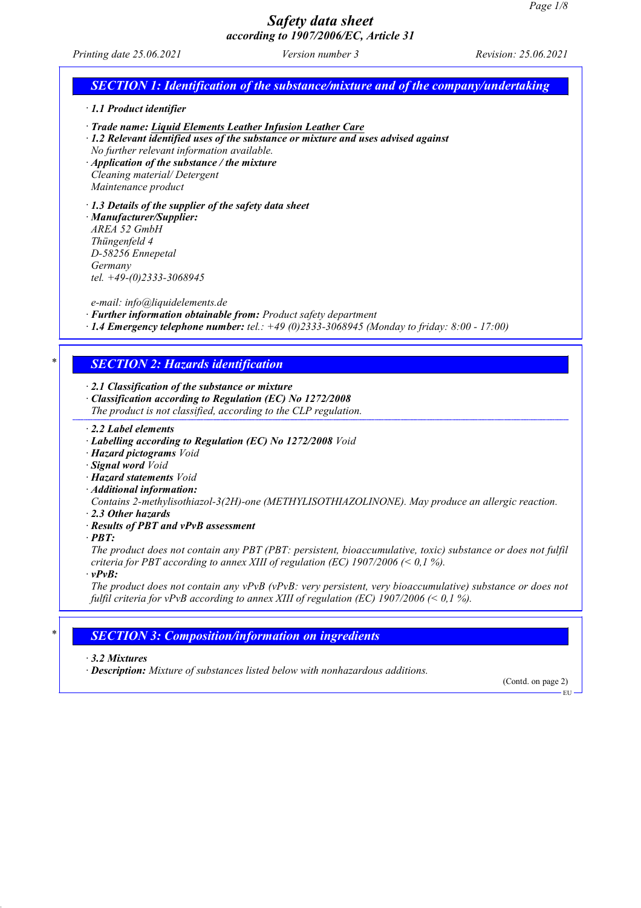# Safety data sheet
## according to 1907/2006/EC, Article 31

*Printing date 25.06.2021* *Version number 3* *Revision: 25.06.2021*

## SECTION 1: Identification of the substance/mixture and of the company/undertaking

· **1.1 Product identifier**

· **Trade name: Liquid Elements Leather Infusion Leather Care**

· **1.2 Relevant identified uses of the substance or mixture and uses advised against**
No further relevant information available.

· **Application of the substance / the mixture**
Cleaning material/ Detergent
Maintenance product

· **1.3 Details of the supplier of the safety data sheet**

· **Manufacturer/Supplier:**
AREA 52 GmbH
Thüngenfeld 4
D-58256 Ennepetal
Germany
tel. +49-(0)2333-3068945

e-mail: info@liquidelements.de

· **Further information obtainable from:** Product safety department

· **1.4 Emergency telephone number:** tel.: +49 (0)2333-3068945 (Monday to friday: 8:00 - 17:00)

## * SECTION 2: Hazards identification

· **2.1 Classification of the substance or mixture**

· **Classification according to Regulation (EC) No 1272/2008**
The product is not classified, according to the CLP regulation.

· **2.2 Label elements**

· **Labelling according to Regulation (EC) No 1272/2008** Void

· **Hazard pictograms** Void

· **Signal word** Void

· **Hazard statements** Void

· **Additional information:**
Contains 2-methylisothiazol-3(2H)-one (METHYLISOTHIAZOLINONE). May produce an allergic reaction.

· **2.3 Other hazards**

· **Results of PBT and vPvB assessment**

· **PBT:**
The product does not contain any PBT (PBT: persistent, bioaccumulative, toxic) substance or does not fulfil criteria for PBT according to annex XIII of regulation (EC) 1907/2006 (< 0,1 %).

· **vPvB:**
The product does not contain any vPvB (vPvB: very persistent, very bioaccumulative) substance or does not fulfil criteria for vPvB according to annex XIII of regulation (EC) 1907/2006 (< 0,1 %).

## * SECTION 3: Composition/information on ingredients

· **3.2 Mixtures**

· **Description:** Mixture of substances listed below with nonhazardous additions.

(Contd. on page 2)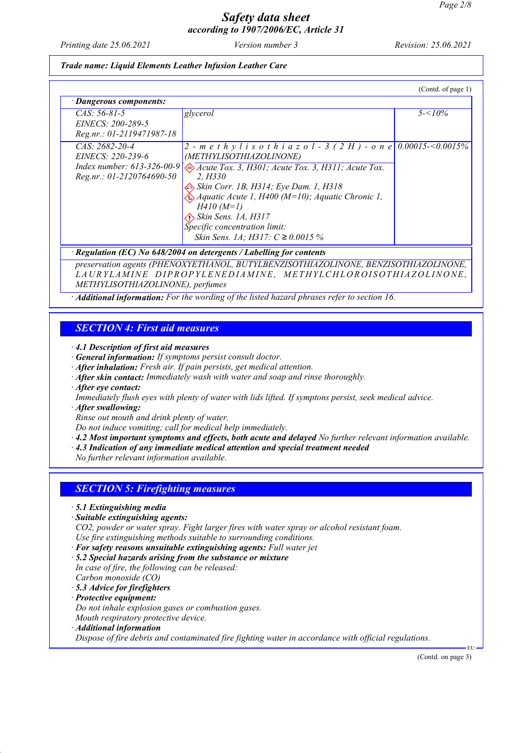Trade name: Liquid Elements Leather Infusion Leather Care

(Contd. of page 1)

· **Dangerous components:**

| | | |
|---|---|---|
| CAS: 56-81-5<br>EINECS: 200-289-5<br>Reg.nr.: 01-2119471987-18 | glycerol | 5-<10% |
| CAS: 2682-20-4<br>EINECS: 220-239-6<br>Index number: 613-326-00-9<br>Reg.nr.: 01-2120764690-50 | 2-methylisothiazol-3(2H)-one (METHYLISOTHIAZOLINONE)<br>Acute Tox. 3, H301; Acute Tox. 3, H311; Acute Tox. 2, H330<br>Skin Corr. 1B, H314; Eye Dam. 1, H318<br>Aquatic Acute 1, H400 (M=10); Aquatic Chronic 1, H410 (M=1)<br>Skin Sens. 1A, H317<br>Specific concentration limit:<br>Skin Sens. 1A; H317: C ≥ 0.0015 % | 0.00015-<0.0015% |

· **Regulation (EC) No 648/2004 on detergents / Labelling for contents**

preservation agents (PHENOXYETHANOL, BUTYLBENZISOTHIAZOLINONE, BENZISOTHIAZOLINONE, LAURYLAMINE DIPROPYLENEDIAMINE, METHYLCHLOROISOTHIAZOLINONE, METHYLISOTHIAZOLINONE), perfumes

· **Additional information:** For the wording of the listed hazard phrases refer to section 16.

## SECTION 4: First aid measures

· **4.1 Description of first aid measures**
· **General information:** If symptoms persist consult doctor.
· **After inhalation:** Fresh air. If pain persists, get medical attention.
· **After skin contact:** Immediately wash with water and soap and rinse thoroughly.
· **After eye contact:**
Immediately flush eyes with plenty of water with lids lifted. If symptons persist, seek medical advice.
· **After swallowing:**
Rinse out mouth and drink plenty of water.
Do not induce vomiting; call for medical help immediately.
· **4.2 Most important symptoms and effects, both acute and delayed** No further relevant information available.
· **4.3 Indication of any immediate medical attention and special treatment needed**
No further relevant information available.

## SECTION 5: Firefighting measures

· **5.1 Extinguishing media**
· **Suitable extinguishing agents:**
$CO_2$, powder or water spray. Fight larger fires with water spray or alcohol resistant foam.
Use fire extinguishing methods suitable to surrounding conditions.
· **For safety reasons unsuitable extinguishing agents:** Full water jet
· **5.2 Special hazards arising from the substance or mixture**
In case of fire, the following can be released:
Carbon monoxide (CO)
· **5.3 Advice for firefighters**
· **Protective equipment:**
Do not inhale explosion gases or combustion gases.
Mouth respiratory protective device.
· **Additional information**
Dispose of fire debris and contaminated fire fighting water in accordance with official regulations.

(Contd. on page 3)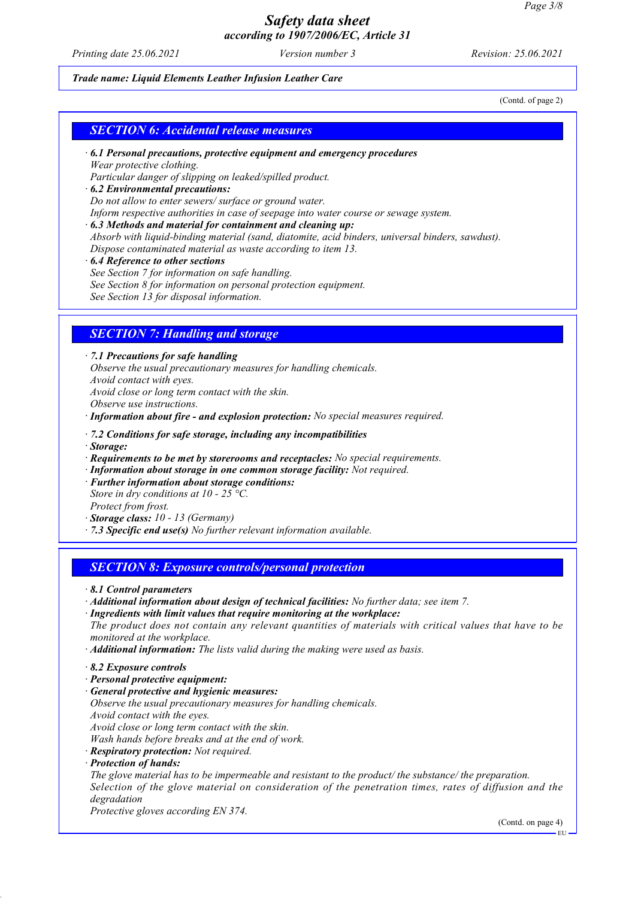*Trade name: Liquid Elements Leather Infusion Leather Care*

(Contd. of page 2)

## SECTION 6: Accidental release measures

· **6.1 Personal precautions, protective equipment and emergency procedures**
Wear protective clothing.
Particular danger of slipping on leaked/spilled product.

· **6.2 Environmental precautions:**
Do not allow to enter sewers/ surface or ground water.
Inform respective authorities in case of seepage into water course or sewage system.

· **6.3 Methods and material for containment and cleaning up:**
Absorb with liquid-binding material (sand, diatomite, acid binders, universal binders, sawdust).
Dispose contaminated material as waste according to item 13.

· **6.4 Reference to other sections**
See Section 7 for information on safe handling.
See Section 8 for information on personal protection equipment.
See Section 13 for disposal information.

## SECTION 7: Handling and storage

· **7.1 Precautions for safe handling**
Observe the usual precautionary measures for handling chemicals.
Avoid contact with eyes.
Avoid close or long term contact with the skin.
Observe use instructions.

· **Information about fire - and explosion protection:** No special measures required.

· **7.2 Conditions for safe storage, including any incompatibilities**

· **Storage:**

· **Requirements to be met by storerooms and receptacles:** No special requirements.

· **Information about storage in one common storage facility:** Not required.

· **Further information about storage conditions:**
Store in dry conditions at 10 - 25 °C.
Protect from frost.

· **Storage class:** 10 - 13 (Germany)

· **7.3 Specific end use(s)** No further relevant information available.

## SECTION 8: Exposure controls/personal protection

· **8.1 Control parameters**

· **Additional information about design of technical facilities:** No further data; see item 7.

· **Ingredients with limit values that require monitoring at the workplace:**
The product does not contain any relevant quantities of materials with critical values that have to be monitored at the workplace.

· **Additional information:** The lists valid during the making were used as basis.

· **8.2 Exposure controls**

· **Personal protective equipment:**

· **General protective and hygienic measures:**
Observe the usual precautionary measures for handling chemicals.
Avoid contact with the eyes.
Avoid close or long term contact with the skin.
Wash hands before breaks and at the end of work.

· **Respiratory protection:** Not required.

· **Protection of hands:**
The glove material has to be impermeable and resistant to the product/ the substance/ the preparation.
Selection of the glove material on consideration of the penetration times, rates of diffusion and the degradation
Protective gloves according EN 374.

(Contd. on page 4)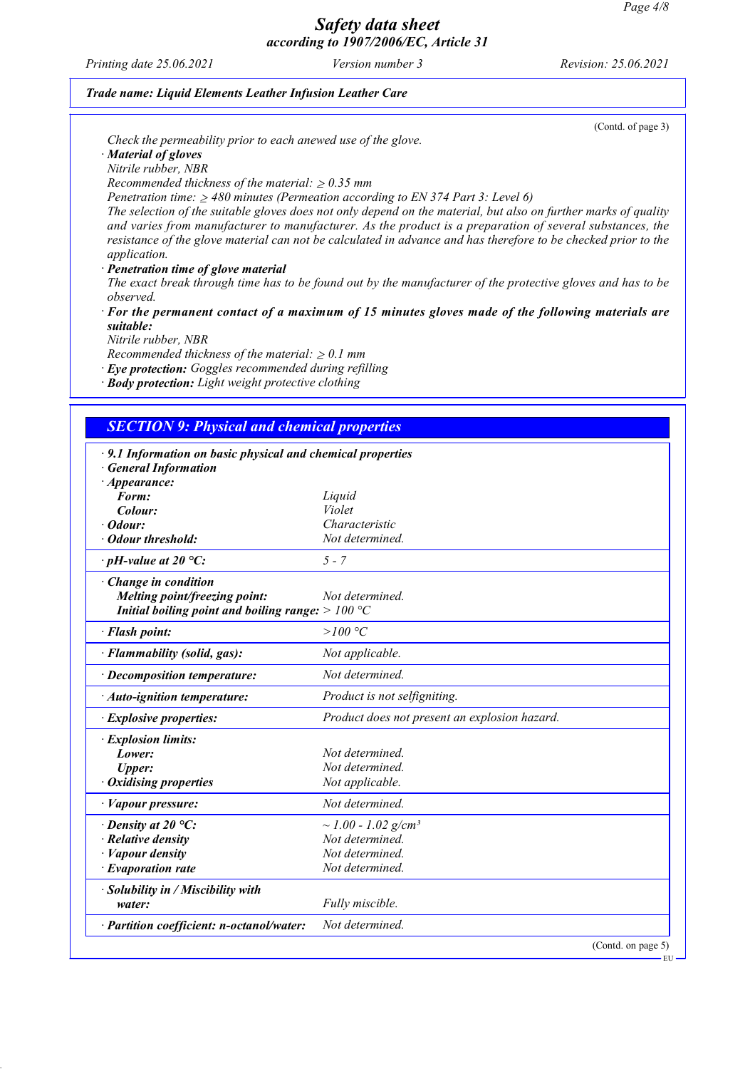(Contd. of page 3)

Check the permeability prior to each anewed use of the glove.

· **Material of gloves**

Nitrile rubber, NBR

Recommended thickness of the material: ≥ 0.35 mm

Penetration time: ≥ 480 minutes (Permeation according to EN 374 Part 3: Level 6)

The selection of the suitable gloves does not only depend on the material, but also on further marks of quality and varies from manufacturer to manufacturer. As the product is a preparation of several substances, the resistance of the glove material can not be calculated in advance and has therefore to be checked prior to the application.

· **Penetration time of glove material**

The exact break through time has to be found out by the manufacturer of the protective gloves and has to be observed.

· **For the permanent contact of a maximum of 15 minutes gloves made of the following materials are suitable:**

Nitrile rubber, NBR

Recommended thickness of the material: ≥ 0.1 mm

· **Eye protection:** Goggles recommended during refilling

· **Body protection:** Light weight protective clothing

## SECTION 9: Physical and chemical properties

· **9.1 Information on basic physical and chemical properties**

· **General Information**

| Property | Value |
|---|---|
| · **Appearance:** | |
| **Form:** | Liquid |
| **Colour:** | Violet |
| · **Odour:** | Characteristic |
| · **Odour threshold:** | Not determined. |
| · **pH-value at 20 °C:** | 5 - 7 |
| · **Change in condition** | |
| **Melting point/freezing point:** | Not determined. |
| **Initial boiling point and boiling range:** | > 100 °C |
| · **Flash point:** | >100 °C |
| · **Flammability (solid, gas):** | Not applicable. |
| · **Decomposition temperature:** | Not determined. |
| · **Auto-ignition temperature:** | Product is not selfigniting. |
| · **Explosive properties:** | Product does not present an explosion hazard. |
| · **Explosion limits:** | |
| **Lower:** | Not determined. |
| **Upper:** | Not determined. |
| · **Oxidising properties** | Not applicable. |
| · **Vapour pressure:** | Not determined. |
| · **Density at 20 °C:** | ~ 1.00 - 1.02 g/cm³ |
| · **Relative density** | Not determined. |
| · **Vapour density** | Not determined. |
| · **Evaporation rate** | Not determined. |
| · **Solubility in / Miscibility with water:** | Fully miscible. |
| · **Partition coefficient: n-octanol/water:** | Not determined. |

(Contd. on page 5)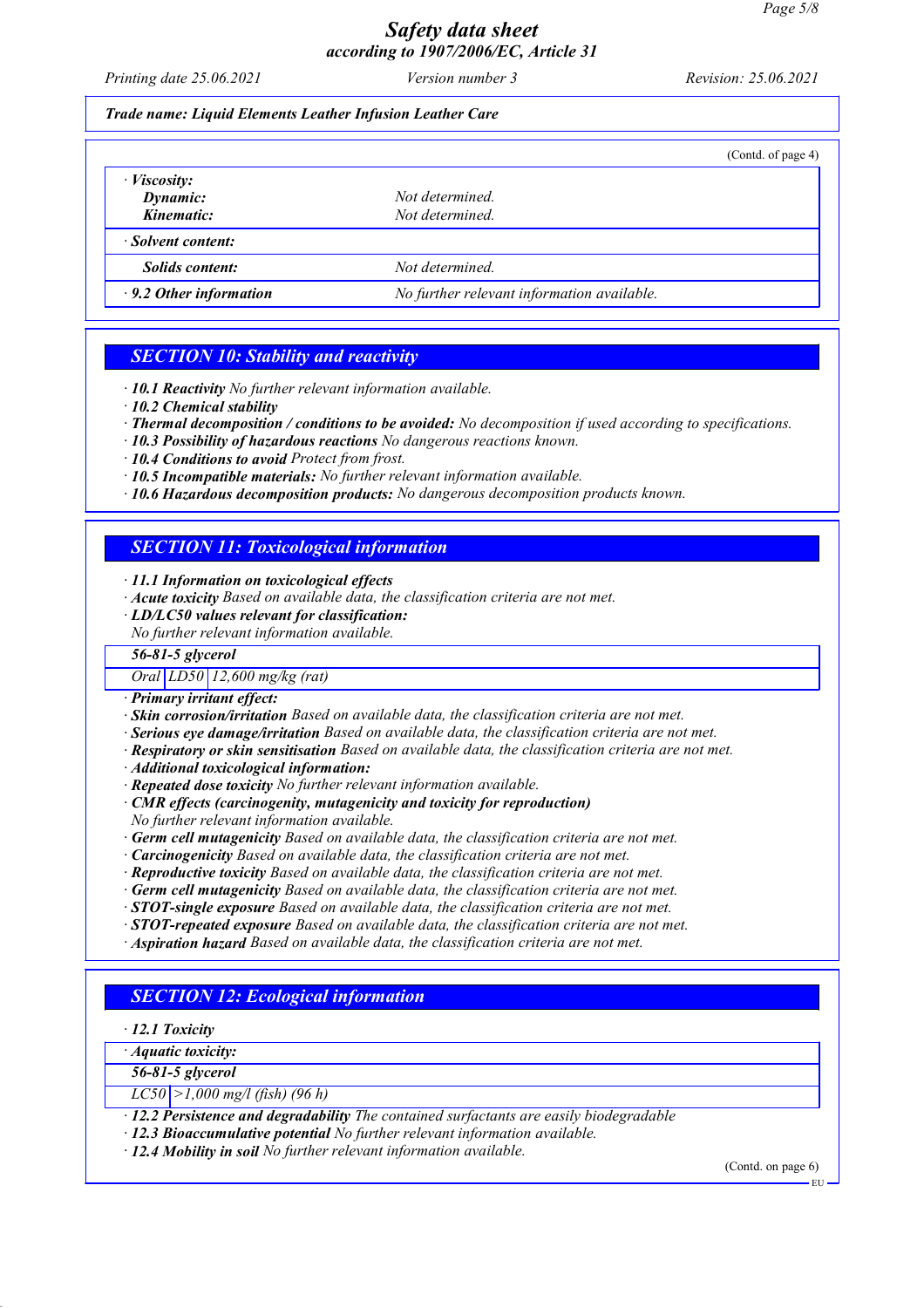*Trade name: Liquid Elements Leather Infusion Leather Care*

(Contd. of page 4)

| | |
|---|---|
| · ***Viscosity:*** | |
| ***Dynamic:*** | *Not determined.* |
| ***Kinematic:*** | *Not determined.* |
| · ***Solvent content:*** | |
| ***Solids content:*** | *Not determined.* |
| · ***9.2 Other information*** | *No further relevant information available.* |

## SECTION 10: Stability and reactivity

· ***10.1 Reactivity*** *No further relevant information available.*
· ***10.2 Chemical stability***
· ***Thermal decomposition / conditions to be avoided:*** *No decomposition if used according to specifications.*
· ***10.3 Possibility of hazardous reactions*** *No dangerous reactions known.*
· ***10.4 Conditions to avoid*** *Protect from frost.*
· ***10.5 Incompatible materials:*** *No further relevant information available.*
· ***10.6 Hazardous decomposition products:*** *No dangerous decomposition products known.*

## SECTION 11: Toxicological information

· ***11.1 Information on toxicological effects***
· ***Acute toxicity*** *Based on available data, the classification criteria are not met.*
· ***LD/LC50 values relevant for classification:***
*No further relevant information available.*

| ***56-81-5 glycerol*** | | |
|---|---|---|
| *Oral* | *LD50* | *12,600 mg/kg (rat)* |

· ***Primary irritant effect:***
· ***Skin corrosion/irritation*** *Based on available data, the classification criteria are not met.*
· ***Serious eye damage/irritation*** *Based on available data, the classification criteria are not met.*
· ***Respiratory or skin sensitisation*** *Based on available data, the classification criteria are not met.*
· ***Additional toxicological information:***
· ***Repeated dose toxicity*** *No further relevant information available.*
· ***CMR effects (carcinogenity, mutagenicity and toxicity for reproduction)***
*No further relevant information available.*
· ***Germ cell mutagenicity*** *Based on available data, the classification criteria are not met.*
· ***Carcinogenicity*** *Based on available data, the classification criteria are not met.*
· ***Reproductive toxicity*** *Based on available data, the classification criteria are not met.*
· ***Germ cell mutagenicity*** *Based on available data, the classification criteria are not met.*
· ***STOT-single exposure*** *Based on available data, the classification criteria are not met.*
· ***STOT-repeated exposure*** *Based on available data, the classification criteria are not met.*
· ***Aspiration hazard*** *Based on available data, the classification criteria are not met.*

## SECTION 12: Ecological information

· ***12.1 Toxicity***

| · ***Aquatic toxicity:*** | |
|---|---|
| ***56-81-5 glycerol*** | |
| *LC50* | *>1,000 mg/l (fish) (96 h)* |

· ***12.2 Persistence and degradability*** *The contained surfactants are easily biodegradable*
· ***12.3 Bioaccumulative potential*** *No further relevant information available.*
· ***12.4 Mobility in soil*** *No further relevant information available.*

(Contd. on page 6)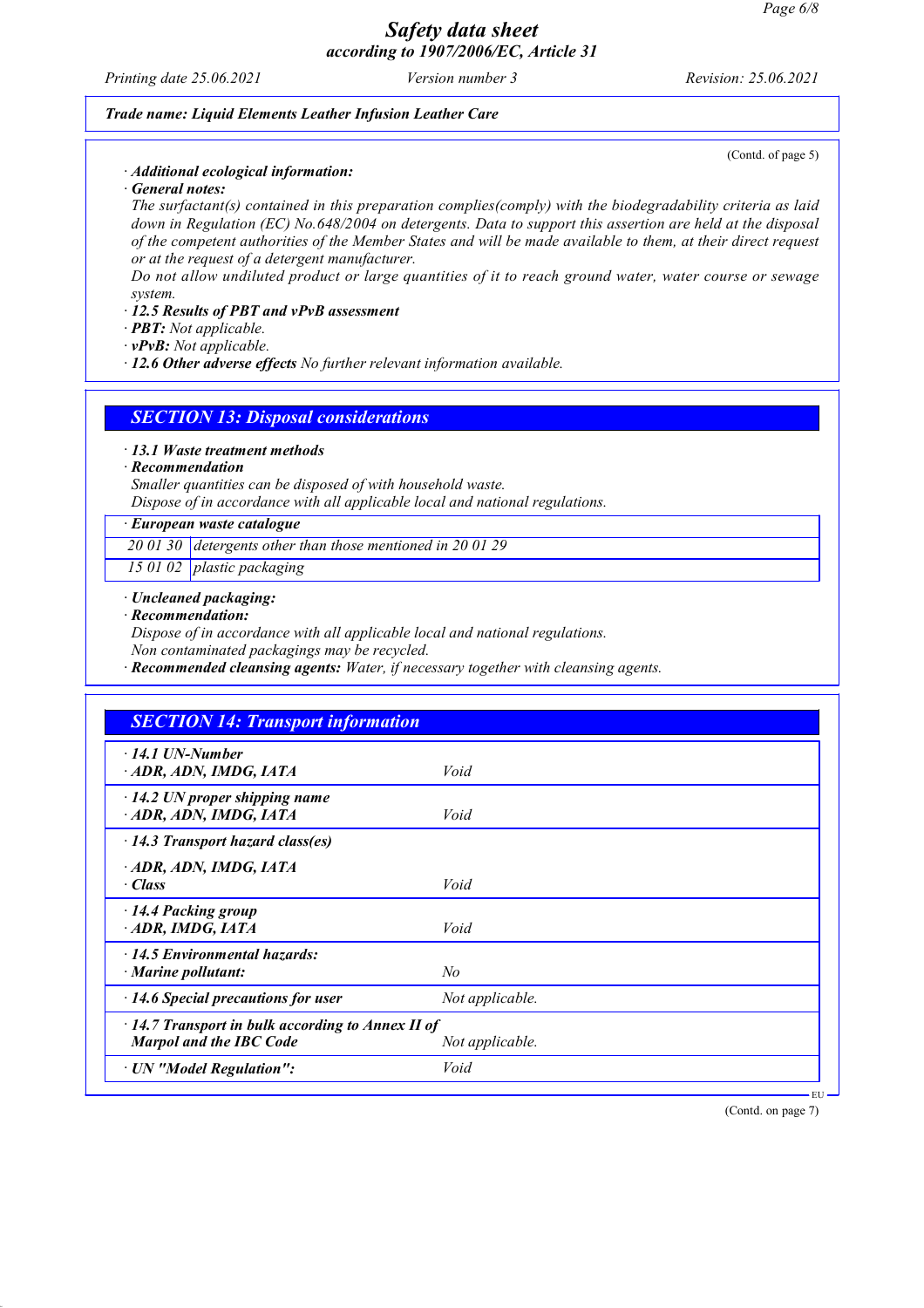Trade name: Liquid Elements Leather Infusion Leather Care

(Contd. of page 5)

· **Additional ecological information:**
· **General notes:**
The surfactant(s) contained in this preparation complies(comply) with the biodegradability criteria as laid down in Regulation (EC) No.648/2004 on detergents. Data to support this assertion are held at the disposal of the competent authorities of the Member States and will be made available to them, at their direct request or at the request of a detergent manufacturer.
Do not allow undiluted product or large quantities of it to reach ground water, water course or sewage system.
· **12.5 Results of PBT and vPvB assessment**
· **PBT:** Not applicable.
· **vPvB:** Not applicable.
· **12.6 Other adverse effects** No further relevant information available.

## SECTION 13: Disposal considerations

· **13.1 Waste treatment methods**
· **Recommendation**
Smaller quantities can be disposed of with household waste.
Dispose of in accordance with all applicable local and national regulations.

| · European waste catalogue | |
|---|---|
| 20 01 30 | detergents other than those mentioned in 20 01 29 |
| 15 01 02 | plastic packaging |

· **Uncleaned packaging:**
· **Recommendation:**
Dispose of in accordance with all applicable local and national regulations.
Non contaminated packagings may be recycled.
· **Recommended cleansing agents:** Water, if necessary together with cleansing agents.

## SECTION 14: Transport information

| | |
|---|---|
| · **14.1 UN-Number**<br>· **ADR, ADN, IMDG, IATA** | Void |
| · **14.2 UN proper shipping name**<br>· **ADR, ADN, IMDG, IATA** | Void |
| · **14.3 Transport hazard class(es)**<br>· **ADR, ADN, IMDG, IATA**<br>· **Class** | Void |
| · **14.4 Packing group**<br>· **ADR, IMDG, IATA** | Void |
| · **14.5 Environmental hazards:**<br>· **Marine pollutant:** | No |
| · **14.6 Special precautions for user** | Not applicable. |
| · **14.7 Transport in bulk according to Annex II of Marpol and the IBC Code** | Not applicable. |
| · **UN "Model Regulation":** | Void |

(Contd. on page 7)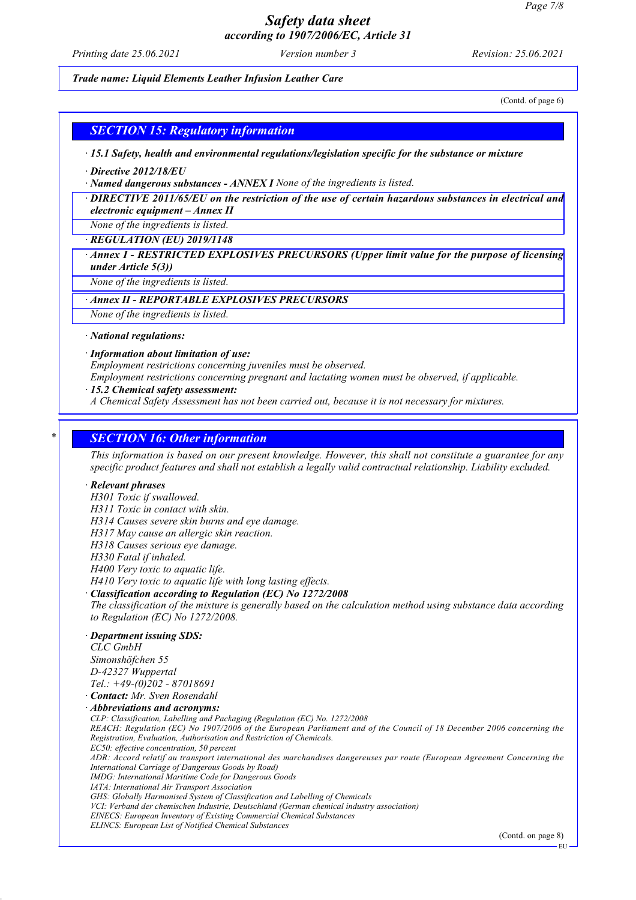*Trade name: Liquid Elements Leather Infusion Leather Care*

(Contd. of page 6)

## SECTION 15: Regulatory information

· **15.1 Safety, health and environmental regulations/legislation specific for the substance or mixture**

· **Directive 2012/18/EU**

· **Named dangerous substances - ANNEX I** None of the ingredients is listed.

· **DIRECTIVE 2011/65/EU on the restriction of the use of certain hazardous substances in electrical and electronic equipment – Annex II**

None of the ingredients is listed.

· **REGULATION (EU) 2019/1148**

· **Annex I - RESTRICTED EXPLOSIVES PRECURSORS (Upper limit value for the purpose of licensing under Article 5(3))**

None of the ingredients is listed.

· **Annex II - REPORTABLE EXPLOSIVES PRECURSORS**

None of the ingredients is listed.

· **National regulations:**

· **Information about limitation of use:**
Employment restrictions concerning juveniles must be observed.
Employment restrictions concerning pregnant and lactating women must be observed, if applicable.

· **15.2 Chemical safety assessment:**
A Chemical Safety Assessment has not been carried out, because it is not necessary for mixtures.

## * SECTION 16: Other information

This information is based on our present knowledge. However, this shall not constitute a guarantee for any specific product features and shall not establish a legally valid contractual relationship. Liability excluded.

· **Relevant phrases**
H301 Toxic if swallowed.
H311 Toxic in contact with skin.
H314 Causes severe skin burns and eye damage.
H317 May cause an allergic skin reaction.
H318 Causes serious eye damage.
H330 Fatal if inhaled.
H400 Very toxic to aquatic life.
H410 Very toxic to aquatic life with long lasting effects.

· **Classification according to Regulation (EC) No 1272/2008**
The classification of the mixture is generally based on the calculation method using substance data according to Regulation (EC) No 1272/2008.

· **Department issuing SDS:**
CLC GmbH
Simonshöfchen 55
D-42327 Wuppertal
Tel.: +49-(0)202 - 87018691

· **Contact:** Mr. Sven Rosendahl

· **Abbreviations and acronyms:**
CLP: Classification, Labelling and Packaging (Regulation (EC) No. 1272/2008
REACH: Regulation (EC) No 1907/2006 of the European Parliament and of the Council of 18 December 2006 concerning the Registration, Evaluation, Authorisation and Restriction of Chemicals.
EC50: effective concentration, 50 percent
ADR: Accord relatif au transport international des marchandises dangereuses par route (European Agreement Concerning the International Carriage of Dangerous Goods by Road)
IMDG: International Maritime Code for Dangerous Goods
IATA: International Air Transport Association
GHS: Globally Harmonised System of Classification and Labelling of Chemicals
VCI: Verband der chemischen Industrie, Deutschland (German chemical industry association)
EINECS: European Inventory of Existing Commercial Chemical Substances
ELINCS: European List of Notified Chemical Substances

(Contd. on page 8)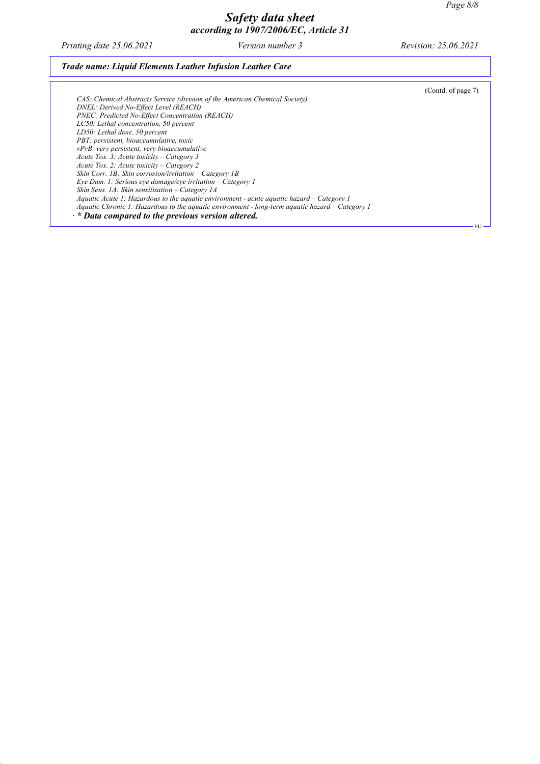*Safety data sheet*
*according to 1907/2006/EC, Article 31*

*Printing date 25.06.2021* | *Version number 3* | *Revision: 25.06.2021*

***Trade name: Liquid Elements Leather Infusion Leather Care***

(Contd. of page 7)

*CAS: Chemical Abstracts Service (division of the American Chemical Society)*
*DNEL: Derived No-Effect Level (REACH)*
*PNEC: Predicted No-Effect Concentration (REACH)*
*LC50: Lethal concentration, 50 percent*
*LD50: Lethal dose, 50 percent*
*PBT: persistent, bioaccumulative, toxic*
*vPvB: very persistent, very bioaccumulative*
*Acute Tox. 3: Acute toxicity – Category 3*
*Acute Tox. 2: Acute toxicity – Category 2*
*Skin Corr. 1B: Skin corrosion/irritation – Category 1B*
*Eye Dam. 1: Serious eye damage/eye irritation – Category 1*
*Skin Sens. 1A: Skin sensitisation – Category 1A*
*Aquatic Acute 1: Hazardous to the aquatic environment - acute aquatic hazard – Category 1*
*Aquatic Chronic 1: Hazardous to the aquatic environment - long-term aquatic hazard – Category 1*

· ***\* Data compared to the previous version altered.***

EU